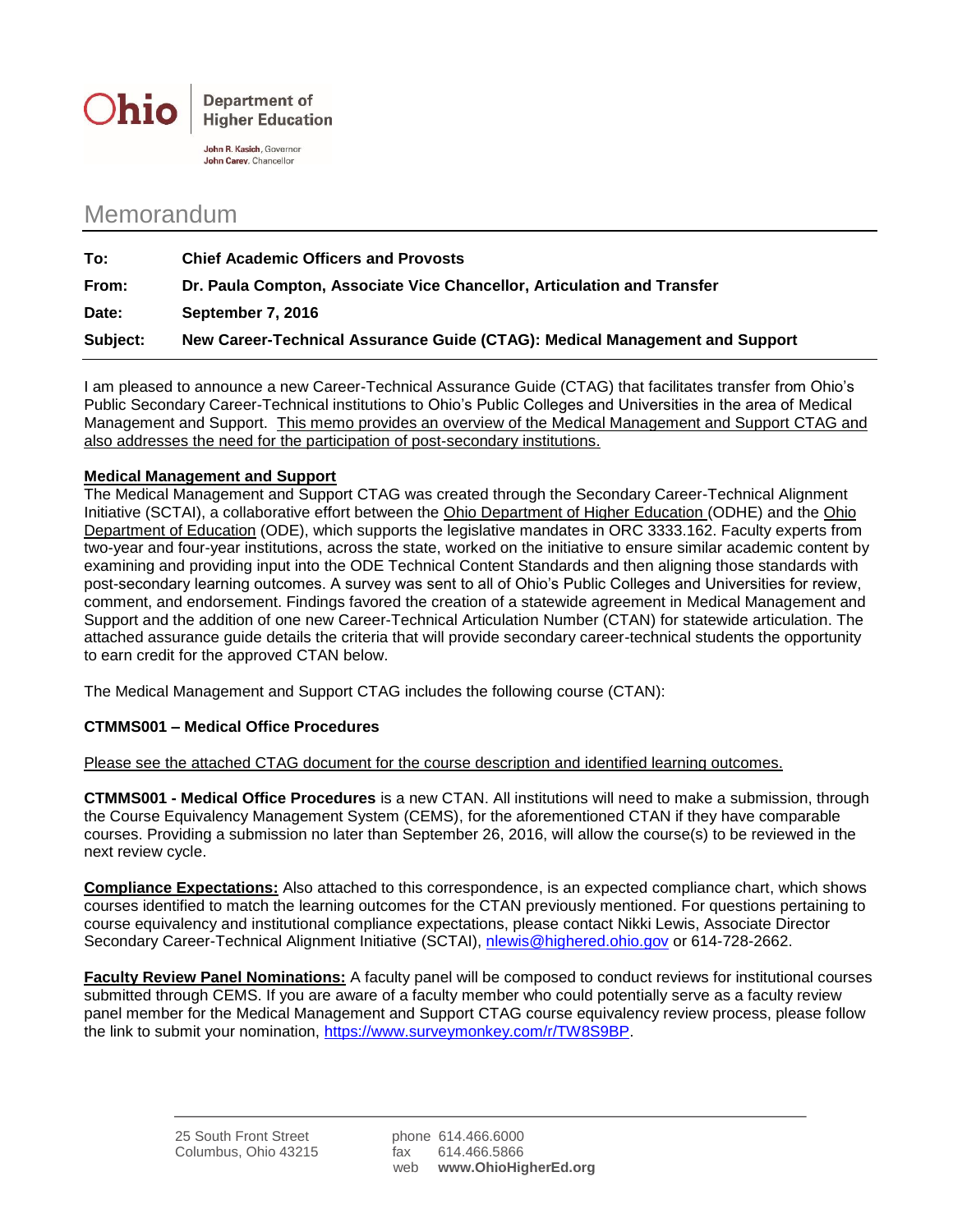**Ohio** | Department of Higher Education

John R. Kasich, Governor
John Carey, Chancellor

# Memorandum

| | |
|---|---|
| **To:** | **Chief Academic Officers and Provosts** |
| **From:** | **Dr. Paula Compton, Associate Vice Chancellor, Articulation and Transfer** |
| **Date:** | **September 7, 2016** |
| **Subject:** | **New Career-Technical Assurance Guide (CTAG): Medical Management and Support** |

I am pleased to announce a new Career-Technical Assurance Guide (CTAG) that facilitates transfer from Ohio's Public Secondary Career-Technical institutions to Ohio's Public Colleges and Universities in the area of Medical Management and Support. This memo provides an overview of the Medical Management and Support CTAG and also addresses the need for the participation of post-secondary institutions.

**Medical Management and Support**

The Medical Management and Support CTAG was created through the Secondary Career-Technical Alignment Initiative (SCTAI), a collaborative effort between the Ohio Department of Higher Education (ODHE) and the Ohio Department of Education (ODE), which supports the legislative mandates in ORC 3333.162. Faculty experts from two-year and four-year institutions, across the state, worked on the initiative to ensure similar academic content by examining and providing input into the ODE Technical Content Standards and then aligning those standards with post-secondary learning outcomes. A survey was sent to all of Ohio's Public Colleges and Universities for review, comment, and endorsement. Findings favored the creation of a statewide agreement in Medical Management and Support and the addition of one new Career-Technical Articulation Number (CTAN) for statewide articulation. The attached assurance guide details the criteria that will provide secondary career-technical students the opportunity to earn credit for the approved CTAN below.

The Medical Management and Support CTAG includes the following course (CTAN):

**CTMMS001 – Medical Office Procedures**

Please see the attached CTAG document for the course description and identified learning outcomes.

**CTMMS001 - Medical Office Procedures** is a new CTAN. All institutions will need to make a submission, through the Course Equivalency Management System (CEMS), for the aforementioned CTAN if they have comparable courses. Providing a submission no later than September 26, 2016, will allow the course(s) to be reviewed in the next review cycle.

**Compliance Expectations:** Also attached to this correspondence, is an expected compliance chart, which shows courses identified to match the learning outcomes for the CTAN previously mentioned. For questions pertaining to course equivalency and institutional compliance expectations, please contact Nikki Lewis, Associate Director Secondary Career-Technical Alignment Initiative (SCTAI), nlewis@highered.ohio.gov or 614-728-2662.

**Faculty Review Panel Nominations:** A faculty panel will be composed to conduct reviews for institutional courses submitted through CEMS. If you are aware of a faculty member who could potentially serve as a faculty review panel member for the Medical Management and Support CTAG course equivalency review process, please follow the link to submit your nomination, https://www.surveymonkey.com/r/TW8S9BP.

25 South Front Street
Columbus, Ohio 43215

phone 614.466.6000
fax 614.466.5866
web **www.OhioHigherEd.org**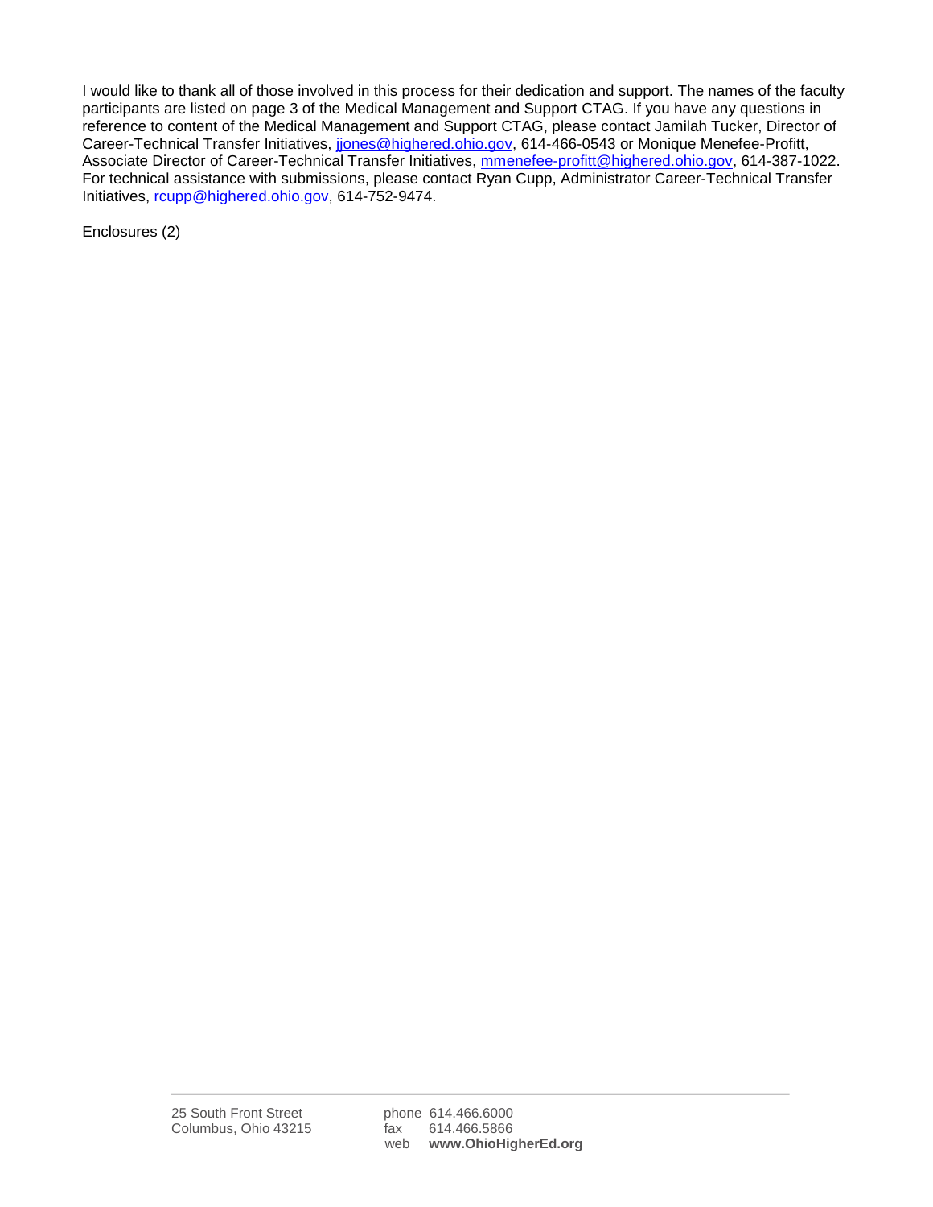I would like to thank all of those involved in this process for their dedication and support. The names of the faculty participants are listed on page 3 of the Medical Management and Support CTAG. If you have any questions in reference to content of the Medical Management and Support CTAG, please contact Jamilah Tucker, Director of Career-Technical Transfer Initiatives, jjones@highered.ohio.gov, 614-466-0543 or Monique Menefee-Profitt, Associate Director of Career-Technical Transfer Initiatives, mmenefee-profitt@highered.ohio.gov, 614-387-1022. For technical assistance with submissions, please contact Ryan Cupp, Administrator Career-Technical Transfer Initiatives, rcupp@highered.ohio.gov, 614-752-9474.

Enclosures (2)

25 South Front Street
Columbus, Ohio 43215

phone 614.466.6000
fax 614.466.5866
web **www.OhioHigherEd.org**